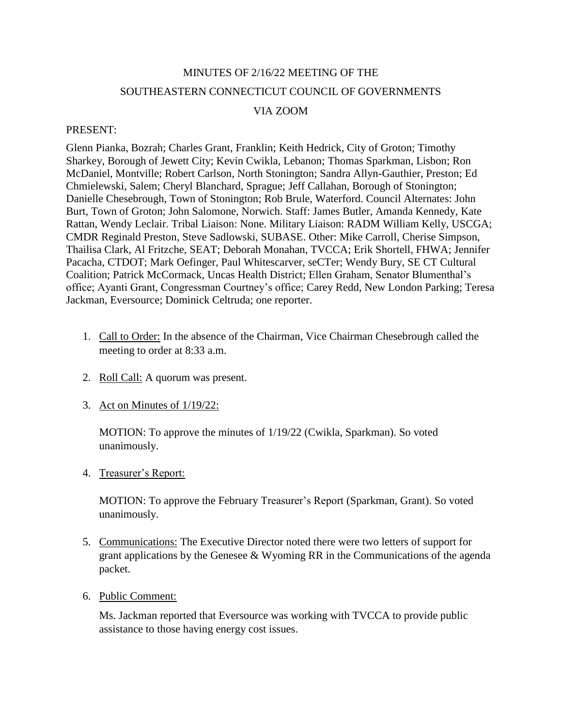# MINUTES OF 2/16/22 MEETING OF THE

# SOUTHEASTERN CONNECTICUT COUNCIL OF GOVERNMENTS

# VIA ZOOM

PRESENT:

Glenn Pianka, Bozrah; Charles Grant, Franklin; Keith Hedrick, City of Groton; Timothy Sharkey, Borough of Jewett City; Kevin Cwikla, Lebanon; Thomas Sparkman, Lisbon; Ron McDaniel, Montville; Robert Carlson, North Stonington; Sandra Allyn-Gauthier, Preston; Ed Chmielewski, Salem; Cheryl Blanchard, Sprague; Jeff Callahan, Borough of Stonington; Danielle Chesebrough, Town of Stonington; Rob Brule, Waterford. Council Alternates: John Burt, Town of Groton; John Salomone, Norwich. Staff: James Butler, Amanda Kennedy, Kate Rattan, Wendy Leclair. Tribal Liaison: None. Military Liaison: RADM William Kelly, USCGA; CMDR Reginald Preston, Steve Sadlowski, SUBASE. Other: Mike Carroll, Cherise Simpson, Thailisa Clark, Al Fritzche, SEAT; Deborah Monahan, TVCCA; Erik Shortell, FHWA; Jennifer Pacacha, CTDOT; Mark Oefinger, Paul Whitescarver, seCTer; Wendy Bury, SE CT Cultural Coalition; Patrick McCormack, Uncas Health District; Ellen Graham, Senator Blumenthal's office; Ayanti Grant, Congressman Courtney's office; Carey Redd, New London Parking; Teresa Jackman, Eversource; Dominick Celtruda; one reporter.

1. Call to Order: In the absence of the Chairman, Vice Chairman Chesebrough called the meeting to order at 8:33 a.m.

2. Roll Call: A quorum was present.

3. Act on Minutes of 1/19/22:

   MOTION: To approve the minutes of 1/19/22 (Cwikla, Sparkman). So voted unanimously.

4. Treasurer's Report:

   MOTION: To approve the February Treasurer's Report (Sparkman, Grant). So voted unanimously.

5. Communications: The Executive Director noted there were two letters of support for grant applications by the Genesee & Wyoming RR in the Communications of the agenda packet.

6. Public Comment:

   Ms. Jackman reported that Eversource was working with TVCCA to provide public assistance to those having energy cost issues.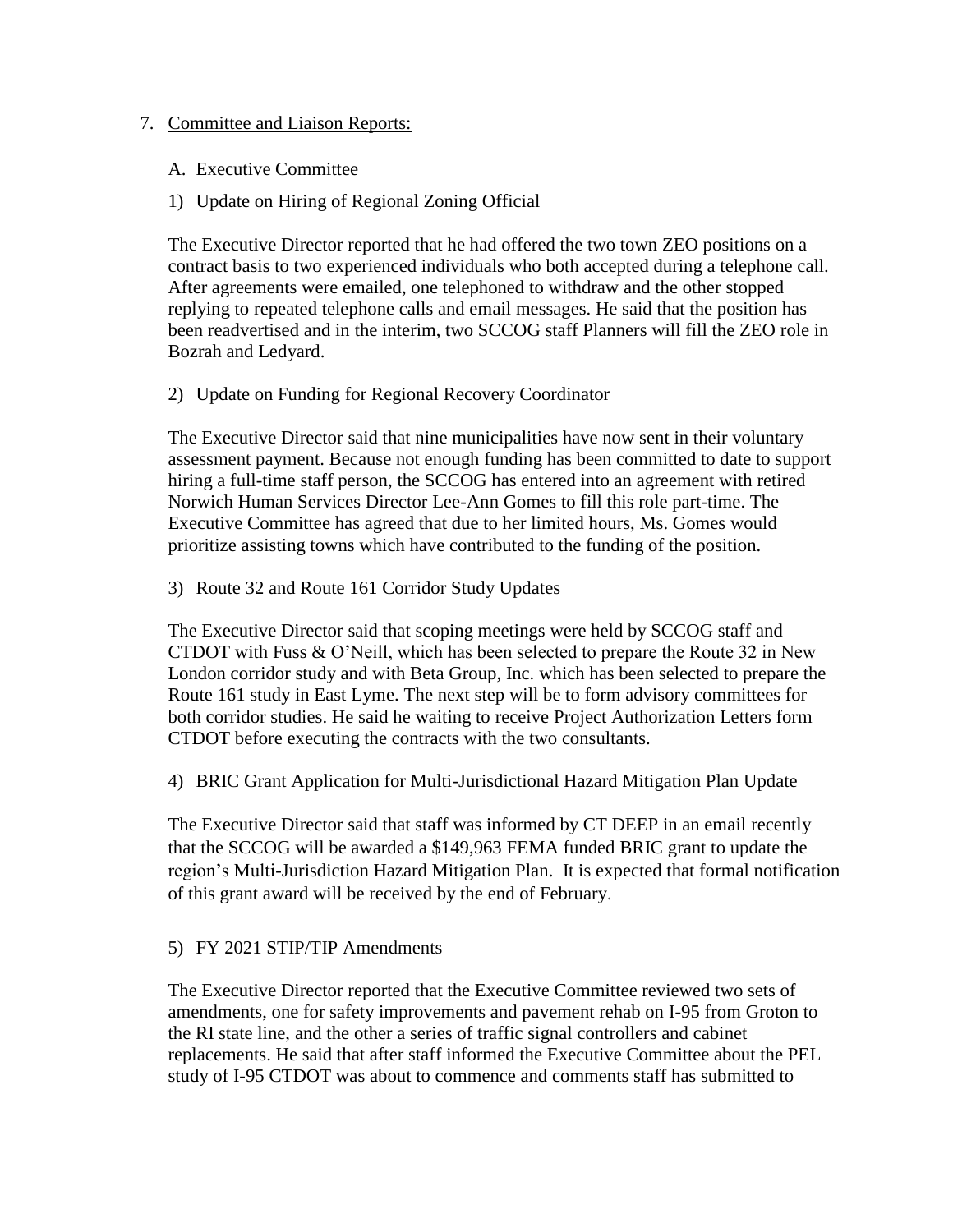7. Committee and Liaison Reports:

   A. Executive Committee

   1) Update on Hiring of Regional Zoning Official

   The Executive Director reported that he had offered the two town ZEO positions on a contract basis to two experienced individuals who both accepted during a telephone call. After agreements were emailed, one telephoned to withdraw and the other stopped replying to repeated telephone calls and email messages. He said that the position has been readvertised and in the interim, two SCCOG staff Planners will fill the ZEO role in Bozrah and Ledyard.

   2) Update on Funding for Regional Recovery Coordinator

   The Executive Director said that nine municipalities have now sent in their voluntary assessment payment. Because not enough funding has been committed to date to support hiring a full-time staff person, the SCCOG has entered into an agreement with retired Norwich Human Services Director Lee-Ann Gomes to fill this role part-time. The Executive Committee has agreed that due to her limited hours, Ms. Gomes would prioritize assisting towns which have contributed to the funding of the position.

   3) Route 32 and Route 161 Corridor Study Updates

   The Executive Director said that scoping meetings were held by SCCOG staff and CTDOT with Fuss & O'Neill, which has been selected to prepare the Route 32 in New London corridor study and with Beta Group, Inc. which has been selected to prepare the Route 161 study in East Lyme. The next step will be to form advisory committees for both corridor studies. He said he waiting to receive Project Authorization Letters form CTDOT before executing the contracts with the two consultants.

   4) BRIC Grant Application for Multi-Jurisdictional Hazard Mitigation Plan Update

   The Executive Director said that staff was informed by CT DEEP in an email recently that the SCCOG will be awarded a $149,963 FEMA funded BRIC grant to update the region's Multi-Jurisdiction Hazard Mitigation Plan. It is expected that formal notification of this grant award will be received by the end of February.

   5) FY 2021 STIP/TIP Amendments

   The Executive Director reported that the Executive Committee reviewed two sets of amendments, one for safety improvements and pavement rehab on I-95 from Groton to the RI state line, and the other a series of traffic signal controllers and cabinet replacements. He said that after staff informed the Executive Committee about the PEL study of I-95 CTDOT was about to commence and comments staff has submitted to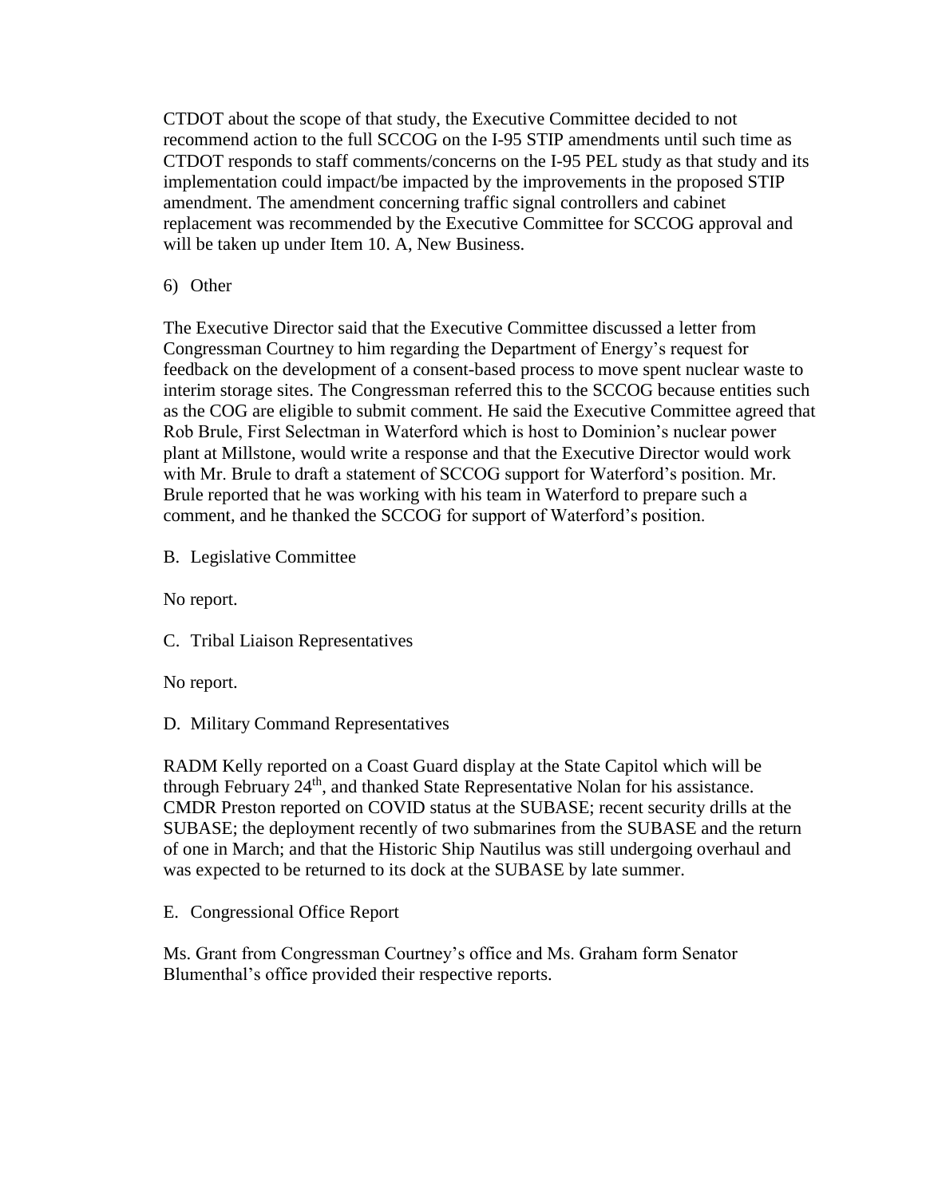CTDOT about the scope of that study, the Executive Committee decided to not recommend action to the full SCCOG on the I-95 STIP amendments until such time as CTDOT responds to staff comments/concerns on the I-95 PEL study as that study and its implementation could impact/be impacted by the improvements in the proposed STIP amendment. The amendment concerning traffic signal controllers and cabinet replacement was recommended by the Executive Committee for SCCOG approval and will be taken up under Item 10. A, New Business.

6) Other

The Executive Director said that the Executive Committee discussed a letter from Congressman Courtney to him regarding the Department of Energy's request for feedback on the development of a consent-based process to move spent nuclear waste to interim storage sites. The Congressman referred this to the SCCOG because entities such as the COG are eligible to submit comment. He said the Executive Committee agreed that Rob Brule, First Selectman in Waterford which is host to Dominion's nuclear power plant at Millstone, would write a response and that the Executive Director would work with Mr. Brule to draft a statement of SCCOG support for Waterford's position. Mr. Brule reported that he was working with his team in Waterford to prepare such a comment, and he thanked the SCCOG for support of Waterford's position.

B. Legislative Committee

No report.

C. Tribal Liaison Representatives

No report.

D. Military Command Representatives

RADM Kelly reported on a Coast Guard display at the State Capitol which will be through February 24th, and thanked State Representative Nolan for his assistance. CMDR Preston reported on COVID status at the SUBASE; recent security drills at the SUBASE; the deployment recently of two submarines from the SUBASE and the return of one in March; and that the Historic Ship Nautilus was still undergoing overhaul and was expected to be returned to its dock at the SUBASE by late summer.

E. Congressional Office Report

Ms. Grant from Congressman Courtney's office and Ms. Graham form Senator Blumenthal's office provided their respective reports.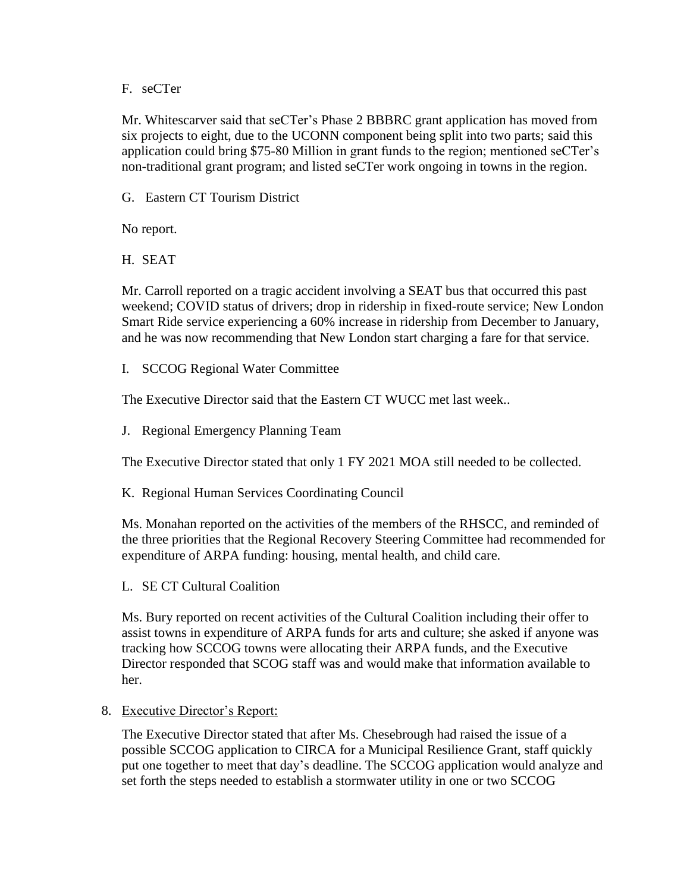F. seCTer

Mr. Whitescarver said that seCTer's Phase 2 BBBRC grant application has moved from six projects to eight, due to the UCONN component being split into two parts; said this application could bring $75-80 Million in grant funds to the region; mentioned seCTer's non-traditional grant program; and listed seCTer work ongoing in towns in the region.

G. Eastern CT Tourism District

No report.

H. SEAT

Mr. Carroll reported on a tragic accident involving a SEAT bus that occurred this past weekend; COVID status of drivers; drop in ridership in fixed-route service; New London Smart Ride service experiencing a 60% increase in ridership from December to January, and he was now recommending that New London start charging a fare for that service.

I. SCCOG Regional Water Committee

The Executive Director said that the Eastern CT WUCC met last week..

J. Regional Emergency Planning Team

The Executive Director stated that only 1 FY 2021 MOA still needed to be collected.

K. Regional Human Services Coordinating Council

Ms. Monahan reported on the activities of the members of the RHSCC, and reminded of the three priorities that the Regional Recovery Steering Committee had recommended for expenditure of ARPA funding: housing, mental health, and child care.

L. SE CT Cultural Coalition

Ms. Bury reported on recent activities of the Cultural Coalition including their offer to assist towns in expenditure of ARPA funds for arts and culture; she asked if anyone was tracking how SCCOG towns were allocating their ARPA funds, and the Executive Director responded that SCOG staff was and would make that information available to her.

8. Executive Director's Report:

The Executive Director stated that after Ms. Chesebrough had raised the issue of a possible SCCOG application to CIRCA for a Municipal Resilience Grant, staff quickly put one together to meet that day's deadline. The SCCOG application would analyze and set forth the steps needed to establish a stormwater utility in one or two SCCOG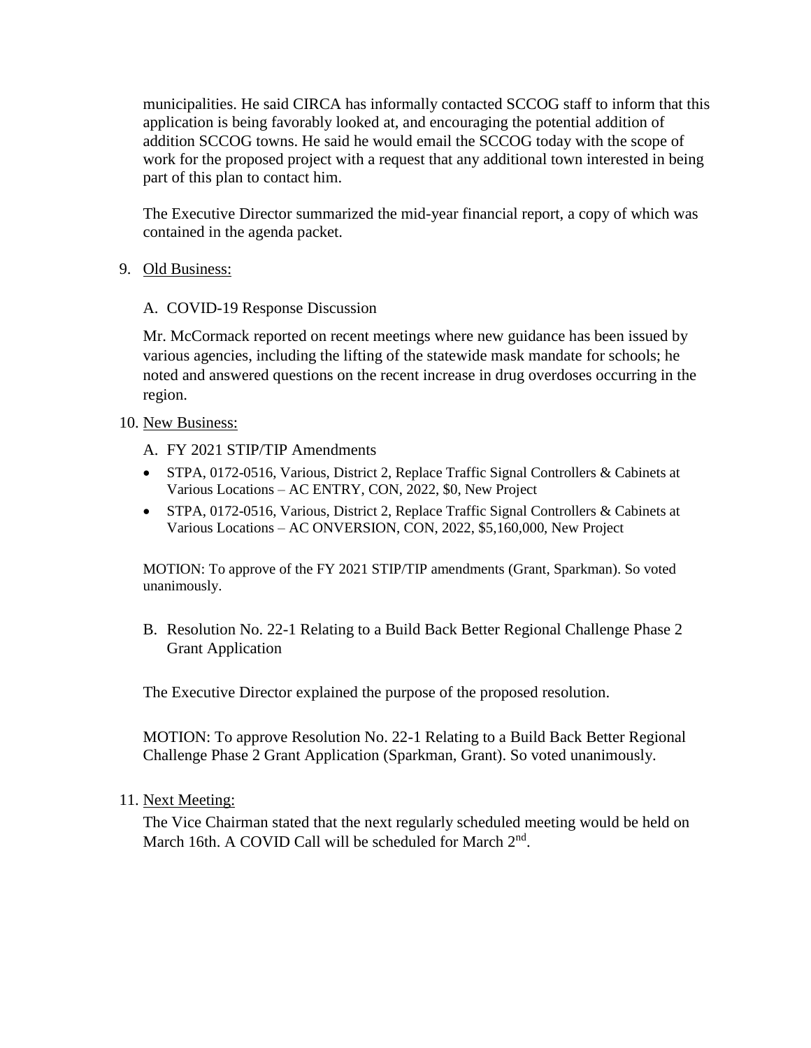municipalities. He said CIRCA has informally contacted SCCOG staff to inform that this application is being favorably looked at, and encouraging the potential addition of addition SCCOG towns. He said he would email the SCCOG today with the scope of work for the proposed project with a request that any additional town interested in being part of this plan to contact him.

The Executive Director summarized the mid-year financial report, a copy of which was contained in the agenda packet.

9. Old Business:

   A. COVID-19 Response Discussion

   Mr. McCormack reported on recent meetings where new guidance has been issued by various agencies, including the lifting of the statewide mask mandate for schools; he noted and answered questions on the recent increase in drug overdoses occurring in the region.

10. New Business:

   A. FY 2021 STIP/TIP Amendments

   - STPA, 0172-0516, Various, District 2, Replace Traffic Signal Controllers & Cabinets at Various Locations – AC ENTRY, CON, 2022, $0, New Project
   - STPA, 0172-0516, Various, District 2, Replace Traffic Signal Controllers & Cabinets at Various Locations – AC ONVERSION, CON, 2022, $5,160,000, New Project

   MOTION: To approve of the FY 2021 STIP/TIP amendments (Grant, Sparkman). So voted unanimously.

   B. Resolution No. 22-1 Relating to a Build Back Better Regional Challenge Phase 2 Grant Application

   The Executive Director explained the purpose of the proposed resolution.

   MOTION: To approve Resolution No. 22-1 Relating to a Build Back Better Regional Challenge Phase 2 Grant Application (Sparkman, Grant). So voted unanimously.

11. Next Meeting:

   The Vice Chairman stated that the next regularly scheduled meeting would be held on March 16th. A COVID Call will be scheduled for March 2nd.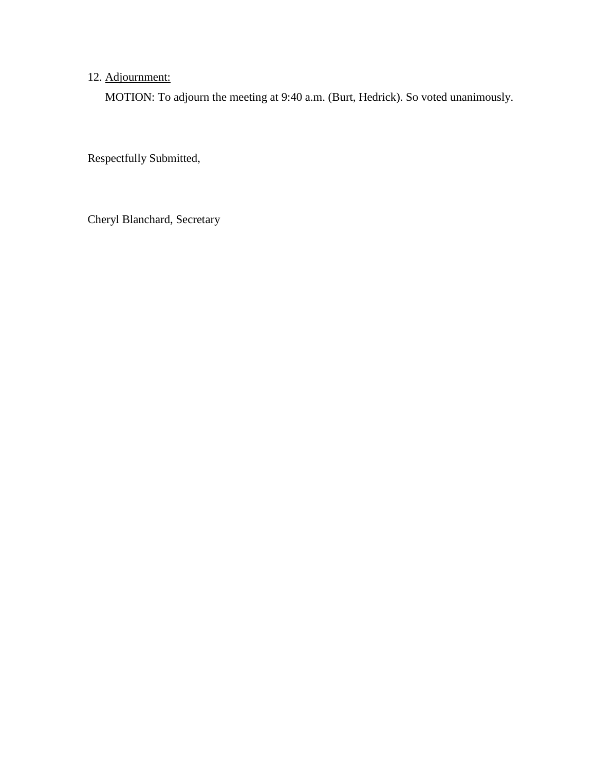12. Adjournment:

MOTION: To adjourn the meeting at 9:40 a.m. (Burt, Hedrick). So voted unanimously.

Respectfully Submitted,

Cheryl Blanchard, Secretary